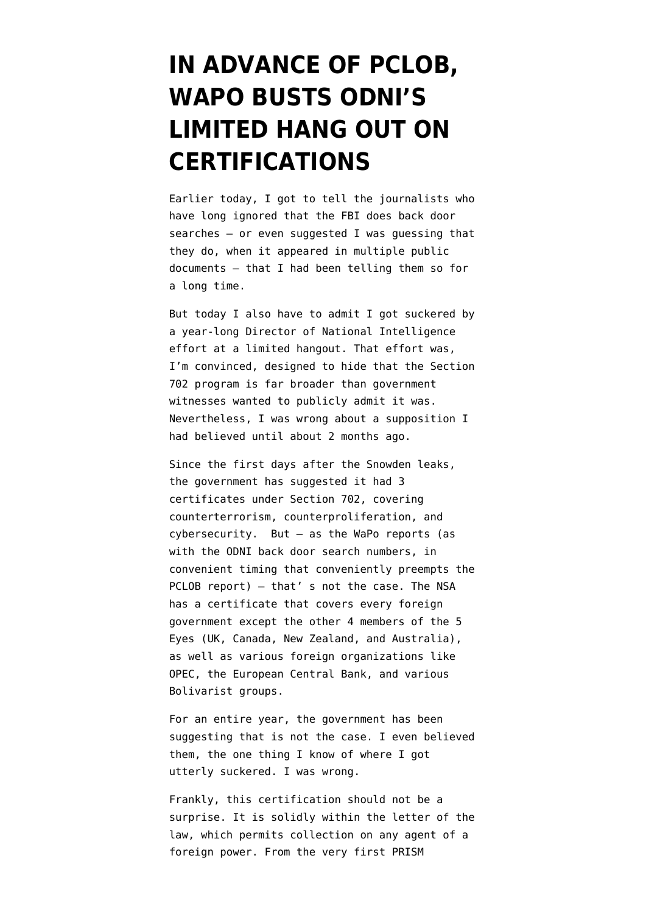# IN ADVANCE OF PCLOB, WAPO BUSTS ODNI'S LIMITED HANG OUT ON CERTIFICATIONS

Earlier today, I got to tell the journalists who have long ignored that the FBI does back door searches — or even suggested I was guessing that they do, when it appeared in multiple public documents — that I had been telling them so for a long time.

But today I also have to admit I got suckered by a year-long Director of National Intelligence effort at a limited hangout. That effort was, I'm convinced, designed to hide that the Section 702 program is far broader than government witnesses wanted to publicly admit it was. Nevertheless, I was wrong about a supposition I had believed until about 2 months ago.

Since the first days after the Snowden leaks, the government has suggested it had 3 certificates under Section 702, covering counterterrorism, counterproliferation, and cybersecurity. But — as the WaPo reports (as with the ODNI back door search numbers, in convenient timing that conveniently preempts the PCLOB report) — that' s not the case. The NSA has a certificate that covers every foreign government except the other 4 members of the 5 Eyes (UK, Canada, New Zealand, and Australia), as well as various foreign organizations like OPEC, the European Central Bank, and various Bolivarist groups.

For an entire year, the government has been suggesting that is not the case. I even believed them, the one thing I know of where I got utterly suckered. I was wrong.

Frankly, this certification should not be a surprise. It is solidly within the letter of the law, which permits collection on any agent of a foreign power. From the very first PRISM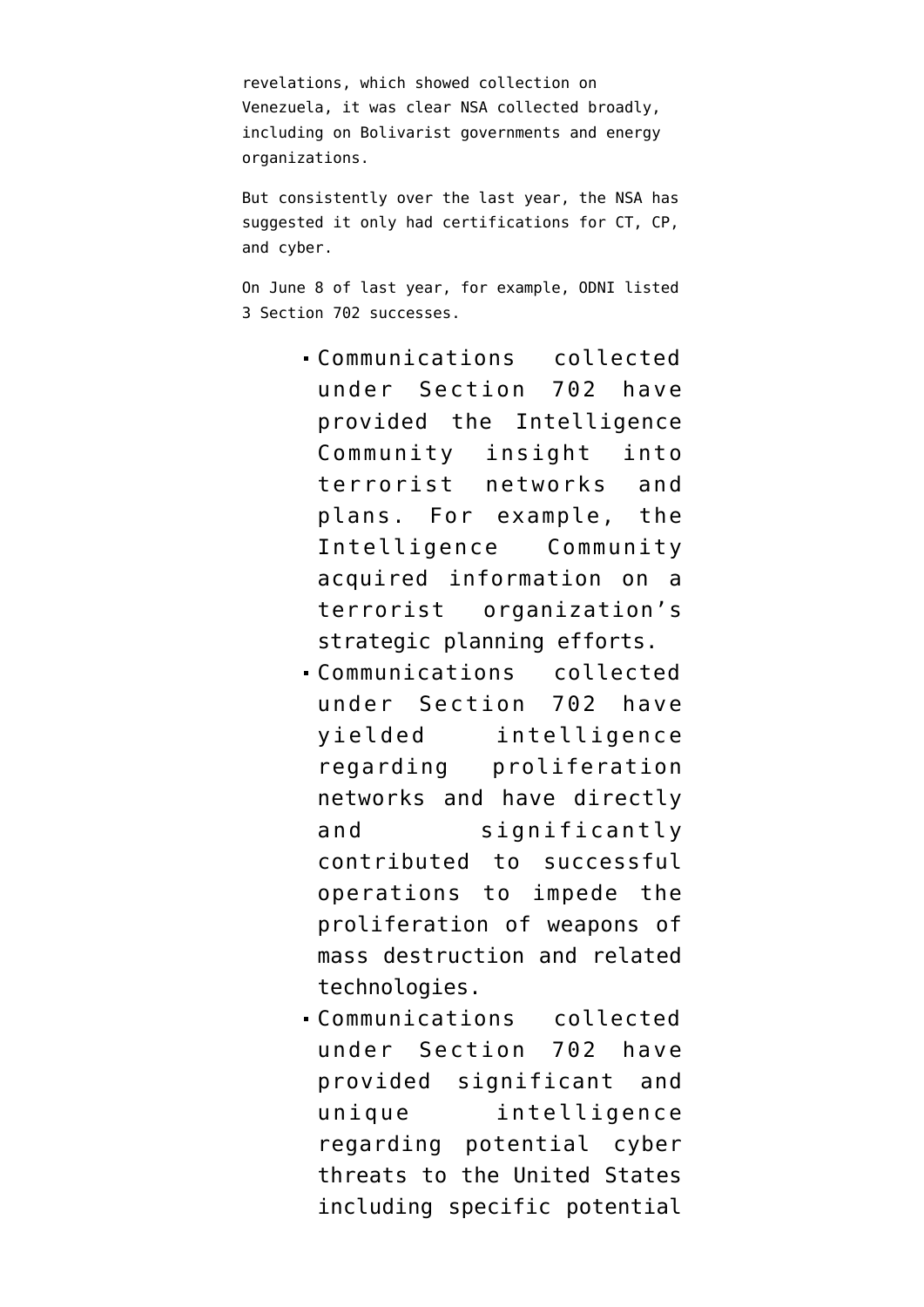revelations, which showed collection on Venezuela, it was clear NSA collected broadly, including on Bolivarist governments and energy organizations.

But consistently over the last year, the NSA has suggested it only had certifications for CT, CP, and cyber.

On June 8 of last year, for example, ODNI listed 3 Section 702 successes.

> - Communications collected under Section 702 have provided the Intelligence Community insight into terrorist networks and plans. For example, the Intelligence Community acquired information on a terrorist organization's strategic planning efforts.
> - Communications collected under Section 702 have yielded intelligence regarding proliferation networks and have directly and significantly contributed to successful operations to impede the proliferation of weapons of mass destruction and related technologies.
> - Communications collected under Section 702 have provided significant and unique intelligence regarding potential cyber threats to the United States including specific potential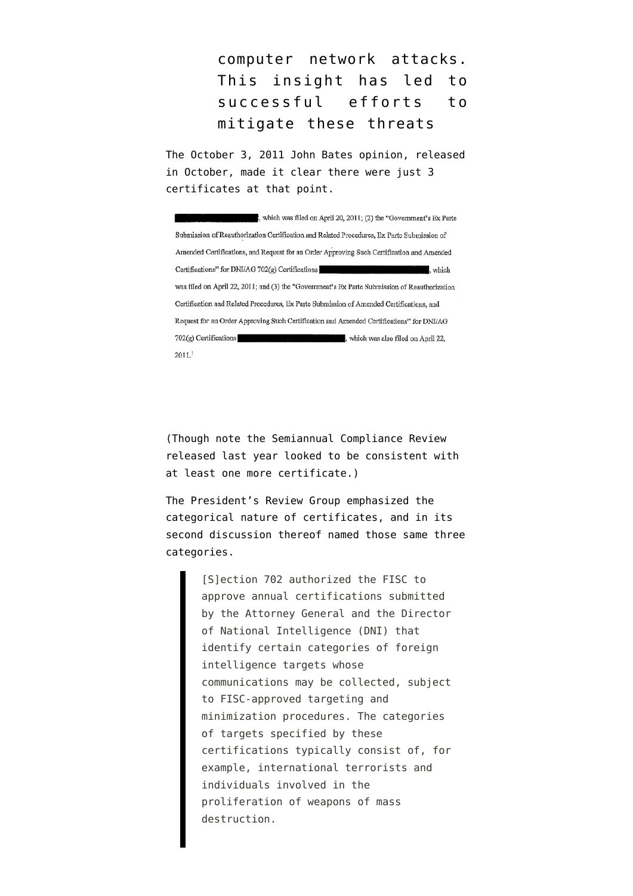> computer network attacks. This insight has led to successful efforts to mitigate these threats

The October 3, 2011 John Bates opinion, released in October, made it clear there were just 3 certificates at that point.

> ███████████, which was filed on April 20, 2011; (2) the "Government's Ex Parte Submission of Reauthorization Certification and Related Procedures, Ex Parte Submission of Amended Certifications, and Request for an Order Approving Such Certification and Amended Certifications" for DNI/AG 702(g) Certifications ███████████████, which was filed on April 22, 2011; and (3) the "Government's Ex Parte Submission of Reauthorization Certification and Related Procedures, Ex Parte Submission of Amended Certifications, and Request for an Order Approving Such Certification and Amended Certifications" for DNI/AG 702(g) Certifications ███████████████, which was also filed on April 22, 2011.[1]

(Though note the Semiannual Compliance Review released last year looked to be consistent with at least one more certificate.)

The President's Review Group emphasized the categorical nature of certificates, and in its second discussion thereof named those same three categories.

> [S]ection 702 authorized the FISC to approve annual certifications submitted by the Attorney General and the Director of National Intelligence (DNI) that identify certain categories of foreign intelligence targets whose communications may be collected, subject to FISC-approved targeting and minimization procedures. The categories of targets specified by these certifications typically consist of, for example, international terrorists and individuals involved in the proliferation of weapons of mass destruction.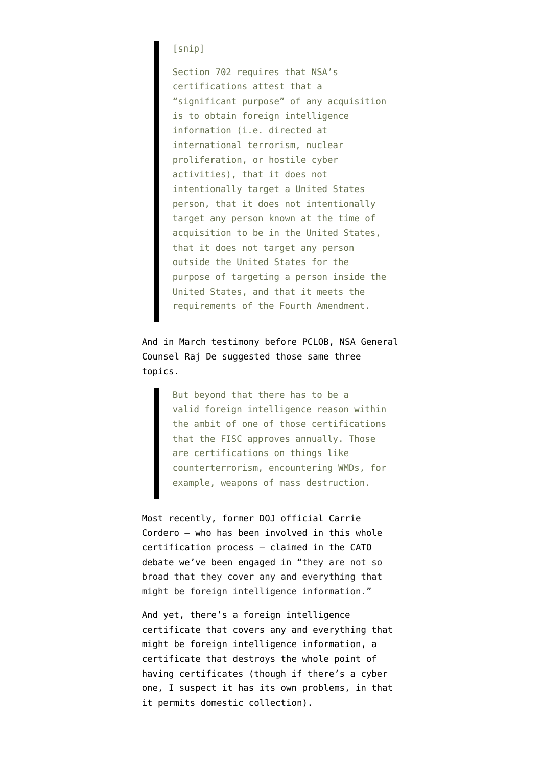> [snip]
>
> Section 702 requires that NSA's certifications attest that a "significant purpose" of any acquisition is to obtain foreign intelligence information (i.e. directed at international terrorism, nuclear proliferation, or hostile cyber activities), that it does not intentionally target a United States person, that it does not intentionally target any person known at the time of acquisition to be in the United States, that it does not target any person outside the United States for the purpose of targeting a person inside the United States, and that it meets the requirements of the Fourth Amendment.

And in March testimony before PCLOB, NSA General Counsel Raj De suggested those same three topics.

> But beyond that there has to be a valid foreign intelligence reason within the ambit of one of those certifications that the FISC approves annually. Those are certifications on things like counterterrorism, encountering WMDs, for example, weapons of mass destruction.

Most recently, former DOJ official Carrie Cordero — who has been involved in this whole certification process — claimed in the CATO debate we've been engaged in "they are not so broad that they cover any and everything that might be foreign intelligence information."

And yet, there's a foreign intelligence certificate that covers any and everything that might be foreign intelligence information, a certificate that destroys the whole point of having certificates (though if there's a cyber one, I suspect it has its own problems, in that it permits domestic collection).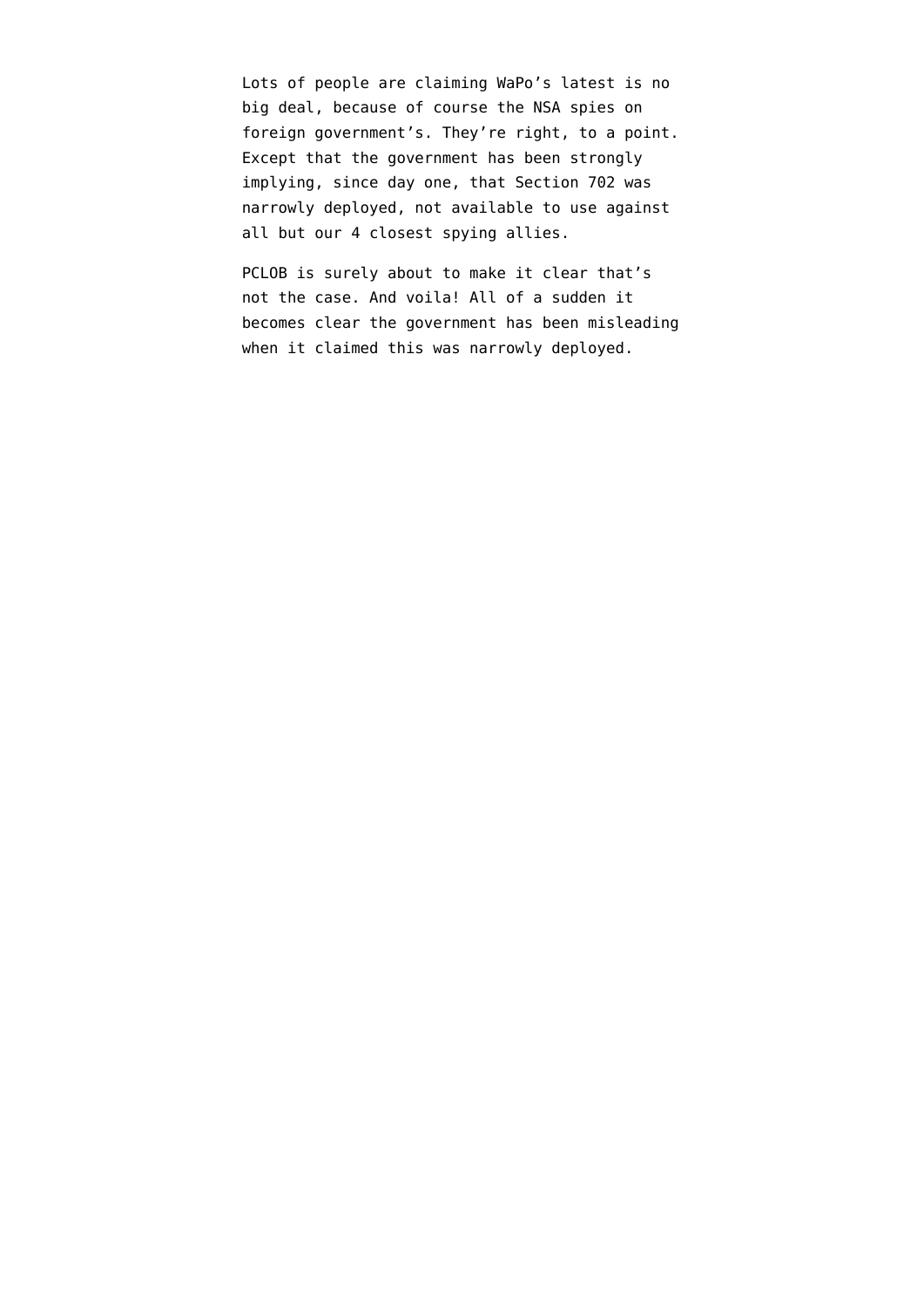Lots of people are claiming WaPo’s latest is no big deal, because of course the NSA spies on foreign government’s. They’re right, to a point. Except that the government has been strongly implying, since day one, that Section 702 was narrowly deployed, not available to use against all but our 4 closest spying allies.

PCLOB is surely about to make it clear that’s not the case. And voila! All of a sudden it becomes clear the government has been misleading when it claimed this was narrowly deployed.